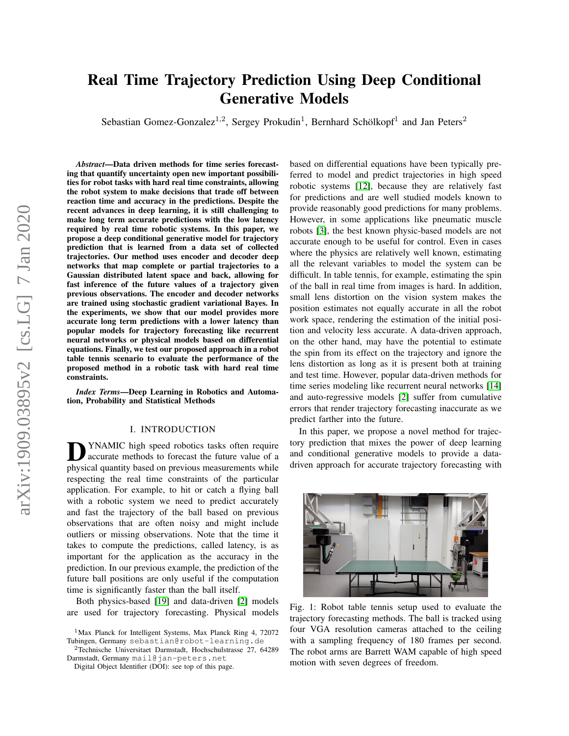# Real Time Trajectory Prediction Using Deep Conditional Generative Models

Sebastian Gomez-Gonzalez[1,2], Sergey Prokudin[1], Bernhard Schölkopf[1] and Jan Peters[2]

***Abstract*—Data driven methods for time series forecasting that quantify uncertainty open new important possibilities for robot tasks with hard real time constraints, allowing the robot system to make decisions that trade off between reaction time and accuracy in the predictions. Despite the recent advances in deep learning, it is still challenging to make long term accurate predictions with the low latency required by real time robotic systems. In this paper, we propose a deep conditional generative model for trajectory prediction that is learned from a data set of collected trajectories. Our method uses encoder and decoder deep networks that map complete or partial trajectories to a Gaussian distributed latent space and back, allowing for fast inference of the future values of a trajectory given previous observations. The encoder and decoder networks are trained using stochastic gradient variational Bayes. In the experiments, we show that our model provides more accurate long term predictions with a lower latency than popular models for trajectory forecasting like recurrent neural networks or physical models based on differential equations. Finally, we test our proposed approach in a robot table tennis scenario to evaluate the performance of the proposed method in a robotic task with hard real time constraints.**

***Index Terms*—Deep Learning in Robotics and Automation, Probability and Statistical Methods**

## I. INTRODUCTION

DYNAMIC high speed robotics tasks often require accurate methods to forecast the future value of a physical quantity based on previous measurements while respecting the real time constraints of the particular application. For example, to hit or catch a flying ball with a robotic system we need to predict accurately and fast the trajectory of the ball based on previous observations that are often noisy and might include outliers or missing observations. Note that the time it takes to compute the predictions, called latency, is as important for the application as the accuracy in the prediction. In our previous example, the prediction of the future ball positions are only useful if the computation time is significantly faster than the ball itself.

Both physics-based [19] and data-driven [2] models are used for trajectory forecasting. Physical models based on differential equations have been typically preferred to model and predict trajectories in high speed robotic systems [12], because they are relatively fast for predictions and are well studied models known to provide reasonably good predictions for many problems. However, in some applications like pneumatic muscle robots [3], the best known physic-based models are not accurate enough to be useful for control. Even in cases where the physics are relatively well known, estimating all the relevant variables to model the system can be difficult. In table tennis, for example, estimating the spin of the ball in real time from images is hard. In addition, small lens distortion on the vision system makes the position estimates not equally accurate in all the robot work space, rendering the estimation of the initial position and velocity less accurate. A data-driven approach, on the other hand, may have the potential to estimate the spin from its effect on the trajectory and ignore the lens distortion as long as it is present both at training and test time. However, popular data-driven methods for time series modeling like recurrent neural networks [14] and auto-regressive models [2] suffer from cumulative errors that render trajectory forecasting inaccurate as we predict farther into the future.

In this paper, we propose a novel method for trajectory prediction that mixes the power of deep learning and conditional generative models to provide a data-driven approach for accurate trajectory forecasting with

Fig. 1: Robot table tennis setup used to evaluate the trajectory forecasting methods. The ball is tracked using four VGA resolution cameras attached to the ceiling with a sampling frequency of 180 frames per second. The robot arms are Barrett WAM capable of high speed motion with seven degrees of freedom.

[1]Max Planck for Intelligent Systems, Max Planck Ring 4, 72072 Tubingen, Germany sebastian@robot-learning.de

[2]Technische Universitaet Darmstadt, Hochschulstrasse 27, 64289 Darmstadt, Germany mail@jan-peters.net

Digital Object Identifier (DOI): see top of this page.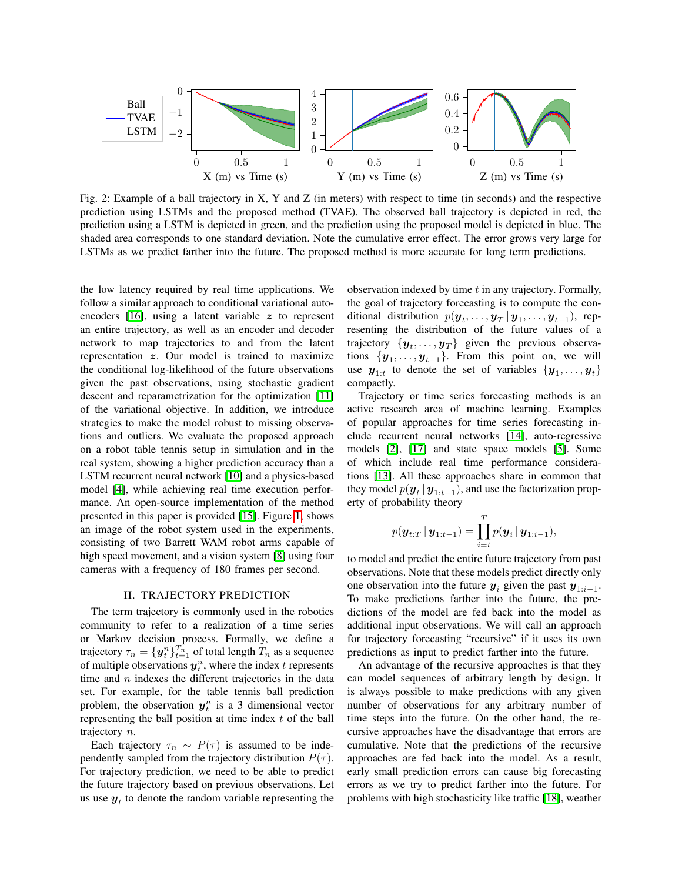Fig. 2: Example of a ball trajectory in X, Y and Z (in meters) with respect to time (in seconds) and the respective prediction using LSTMs and the proposed method (TVAE). The observed ball trajectory is depicted in red, the prediction using a LSTM is depicted in green, and the prediction using the proposed model is depicted in blue. The shaded area corresponds to one standard deviation. Note the cumulative error effect. The error grows very large for LSTMs as we predict farther into the future. The proposed method is more accurate for long term predictions.

the low latency required by real time applications. We follow a similar approach to conditional variational auto-encoders [16], using a latent variable $\boldsymbol{z}$ to represent an entire trajectory, as well as an encoder and decoder network to map trajectories to and from the latent representation $\boldsymbol{z}$. Our model is trained to maximize the conditional log-likelihood of the future observations given the past observations, using stochastic gradient descent and reparametrization for the optimization [11] of the variational objective. In addition, we introduce strategies to make the model robust to missing observations and outliers. We evaluate the proposed approach on a robot table tennis setup in simulation and in the real system, showing a higher prediction accuracy than a LSTM recurrent neural network [10] and a physics-based model [4], while achieving real time execution performance. An open-source implementation of the method presented in this paper is provided [15]. Figure 1 shows an image of the robot system used in the experiments, consisting of two Barrett WAM robot arms capable of high speed movement, and a vision system [8] using four cameras with a frequency of 180 frames per second.

## II. Trajectory Prediction

The term trajectory is commonly used in the robotics community to refer to a realization of a time series or Markov decision process. Formally, we define a trajectory $\tau_n = \{\boldsymbol{y}_t^n\}_{t=1}^{T_n}$ of total length $T_n$ as a sequence of multiple observations $\boldsymbol{y}_t^n$, where the index $t$ represents time and $n$ indexes the different trajectories in the data set. For example, for the table tennis ball prediction problem, the observation $\boldsymbol{y}_t^n$ is a 3 dimensional vector representing the ball position at time index $t$ of the ball trajectory $n$.

Each trajectory $\tau_n \sim P(\tau)$ is assumed to be independently sampled from the trajectory distribution $P(\tau)$. For trajectory prediction, we need to be able to predict the future trajectory based on previous observations. Let us use $\boldsymbol{y}_t$ to denote the random variable representing the observation indexed by time $t$ in any trajectory. Formally, the goal of trajectory forecasting is to compute the conditional distribution $p(\boldsymbol{y}_t, \dots, \boldsymbol{y}_T \mid \boldsymbol{y}_1, \dots, \boldsymbol{y}_{t-1})$, representing the distribution of the future values of a trajectory $\{\boldsymbol{y}_t, \dots, \boldsymbol{y}_T\}$ given the previous observations $\{\boldsymbol{y}_1, \dots, \boldsymbol{y}_{t-1}\}$. From this point on, we will use $\boldsymbol{y}_{1:t}$ to denote the set of variables $\{\boldsymbol{y}_1, \dots, \boldsymbol{y}_t\}$ compactly.

Trajectory or time series forecasting methods is an active research area of machine learning. Examples of popular approaches for time series forecasting include recurrent neural networks [14], auto-regressive models [2], [17] and state space models [5]. Some of which include real time performance considerations [13]. All these approaches share in common that they model $p(\boldsymbol{y}_t \mid \boldsymbol{y}_{1:t-1})$, and use the factorization property of probability theory

$$p(\boldsymbol{y}_{t:T} \mid \boldsymbol{y}_{1:t-1}) = \prod_{i=t}^{T} p(\boldsymbol{y}_i \mid \boldsymbol{y}_{1:i-1}),$$

to model and predict the entire future trajectory from past observations. Note that these models predict directly only one observation into the future $\boldsymbol{y}_i$ given the past $\boldsymbol{y}_{1:i-1}$. To make predictions farther into the future, the predictions of the model are fed back into the model as additional input observations. We will call an approach for trajectory forecasting "recursive" if it uses its own predictions as input to predict farther into the future.

An advantage of the recursive approaches is that they can model sequences of arbitrary length by design. It is always possible to make predictions with any given number of observations for any arbitrary number of time steps into the future. On the other hand, the recursive approaches have the disadvantage that errors are cumulative. Note that the predictions of the recursive approaches are fed back into the model. As a result, early small prediction errors can cause big forecasting errors as we try to predict farther into the future. For problems with high stochasticity like traffic [18], weather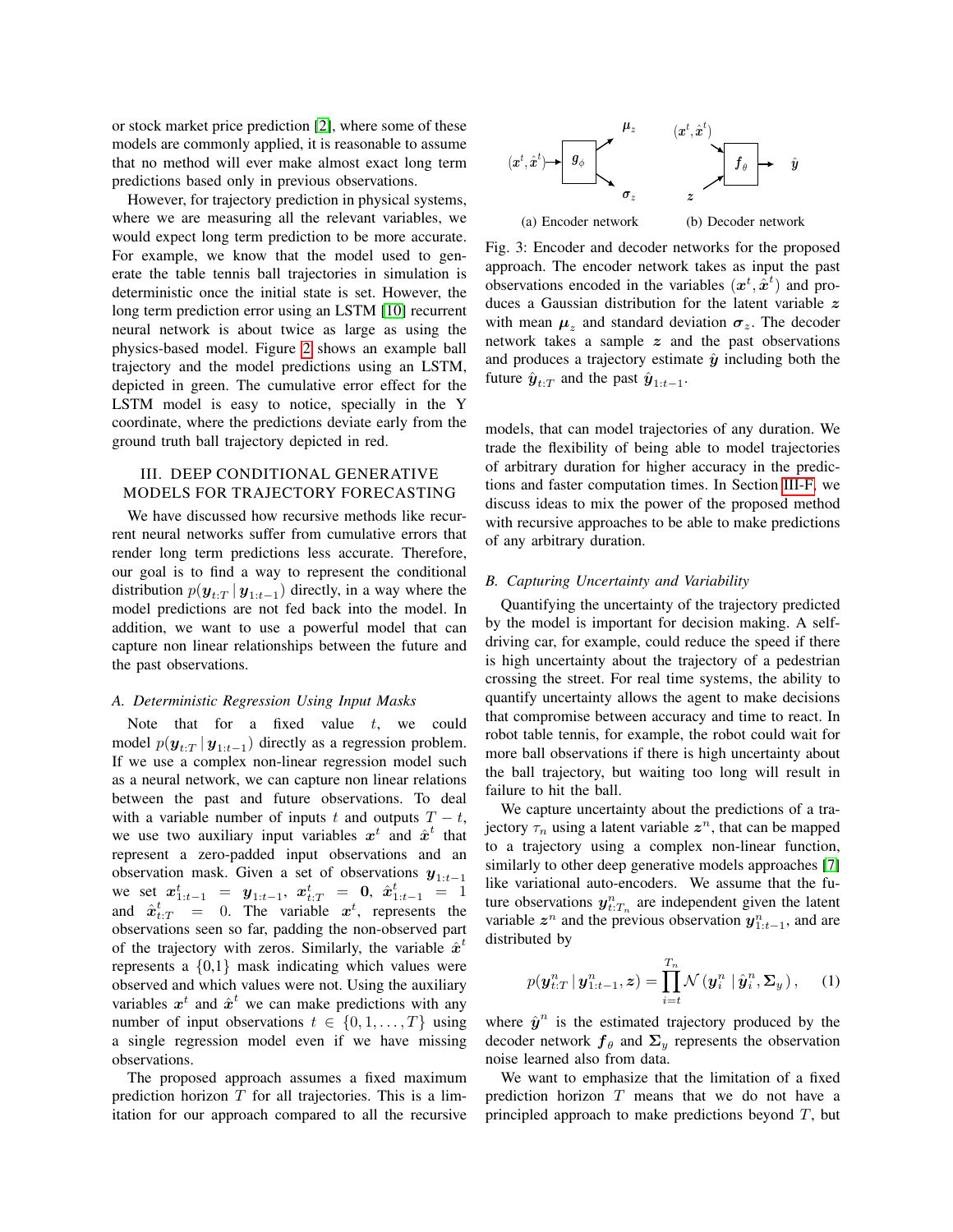or stock market price prediction [2], where some of these models are commonly applied, it is reasonable to assume that no method will ever make almost exact long term predictions based only in previous observations.

However, for trajectory prediction in physical systems, where we are measuring all the relevant variables, we would expect long term prediction to be more accurate. For example, we know that the model used to generate the table tennis ball trajectories in simulation is deterministic once the initial state is set. However, the long term prediction error using an LSTM [10] recurrent neural network is about twice as large as using the physics-based model. Figure 2 shows an example ball trajectory and the model predictions using an LSTM, depicted in green. The cumulative error effect for the LSTM model is easy to notice, specially in the Y coordinate, where the predictions deviate early from the ground truth ball trajectory depicted in red.

## III. Deep Conditional Generative Models for Trajectory Forecasting

We have discussed how recursive methods like recurrent neural networks suffer from cumulative errors that render long term predictions less accurate. Therefore, our goal is to find a way to represent the conditional distribution $p(\boldsymbol{y}_{t:T} \,|\, \boldsymbol{y}_{1:t-1})$ directly, in a way where the model predictions are not fed back into the model. In addition, we want to use a powerful model that can capture non linear relationships between the future and the past observations.

### A. Deterministic Regression Using Input Masks

Note that for a fixed value $t$, we could model $p(\boldsymbol{y}_{t:T} \,|\, \boldsymbol{y}_{1:t-1})$ directly as a regression problem. If we use a complex non-linear regression model such as a neural network, we can capture non linear relations between the past and future observations. To deal with a variable number of inputs $t$ and outputs $T-t$, we use two auxiliary input variables $\boldsymbol{x}^t$ and $\hat{\boldsymbol{x}}^t$ that represent a zero-padded input observations and an observation mask. Given a set of observations $\boldsymbol{y}_{1:t-1}$ we set $\boldsymbol{x}^t_{1:t-1} = \boldsymbol{y}_{1:t-1}$, $\boldsymbol{x}^t_{t:T} = \boldsymbol{0}$, $\hat{\boldsymbol{x}}^t_{1:t-1} = 1$ and $\hat{\boldsymbol{x}}^t_{t:T} = 0$. The variable $\boldsymbol{x}^t$, represents the observations seen so far, padding the non-observed part of the trajectory with zeros. Similarly, the variable $\hat{\boldsymbol{x}}^t$ represents a {0,1} mask indicating which values were observed and which values were not. Using the auxiliary variables $\boldsymbol{x}^t$ and $\hat{\boldsymbol{x}}^t$ we can make predictions with any number of input observations $t \in \{0, 1, \ldots, T\}$ using a single regression model even if we have missing observations.

The proposed approach assumes a fixed maximum prediction horizon $T$ for all trajectories. This is a limitation for our approach compared to all the recursive models, that can model trajectories of any duration. We trade the flexibility of being able to model trajectories of arbitrary duration for higher accuracy in the predictions and faster computation times. In Section III-F, we discuss ideas to mix the power of the proposed method with recursive approaches to be able to make predictions of any arbitrary duration.

(a) Encoder network (b) Decoder network

Fig. 3: Encoder and decoder networks for the proposed approach. The encoder network takes as input the past observations encoded in the variables $(\boldsymbol{x}^t, \hat{\boldsymbol{x}}^t)$ and produces a Gaussian distribution for the latent variable $\boldsymbol{z}$ with mean $\boldsymbol{\mu}_z$ and standard deviation $\boldsymbol{\sigma}_z$. The decoder network takes a sample $\boldsymbol{z}$ and the past observations and produces a trajectory estimate $\hat{\boldsymbol{y}}$ including both the future $\hat{\boldsymbol{y}}_{t:T}$ and the past $\hat{\boldsymbol{y}}_{1:t-1}$.

### B. Capturing Uncertainty and Variability

Quantifying the uncertainty of the trajectory predicted by the model is important for decision making. A self-driving car, for example, could reduce the speed if there is high uncertainty about the trajectory of a pedestrian crossing the street. For real time systems, the ability to quantify uncertainty allows the agent to make decisions that compromise between accuracy and time to react. In robot table tennis, for example, the robot could wait for more ball observations if there is high uncertainty about the ball trajectory, but waiting too long will result in failure to hit the ball.

We capture uncertainty about the predictions of a trajectory $\tau_n$ using a latent variable $\boldsymbol{z}^n$, that can be mapped to a trajectory using a complex non-linear function, similarly to other deep generative models approaches [7] like variational auto-encoders. We assume that the future observations $\boldsymbol{y}^n_{t:T_n}$ are independent given the latent variable $\boldsymbol{z}^n$ and the previous observation $\boldsymbol{y}^n_{1:t-1}$, and are distributed by

$$p(\boldsymbol{y}^n_{t:T} \,|\, \boldsymbol{y}^n_{1:t-1}, \boldsymbol{z}) = \prod_{i=t}^{T_n} \mathcal{N}\left(\boldsymbol{y}^n_i \mid \hat{\boldsymbol{y}}^n_i, \boldsymbol{\Sigma}_y\right), \qquad (1)$$

where $\hat{\boldsymbol{y}}^n$ is the estimated trajectory produced by the decoder network $\boldsymbol{f}_\theta$ and $\boldsymbol{\Sigma}_y$ represents the observation noise learned also from data.

We want to emphasize that the limitation of a fixed prediction horizon $T$ means that we do not have a principled approach to make predictions beyond $T$, but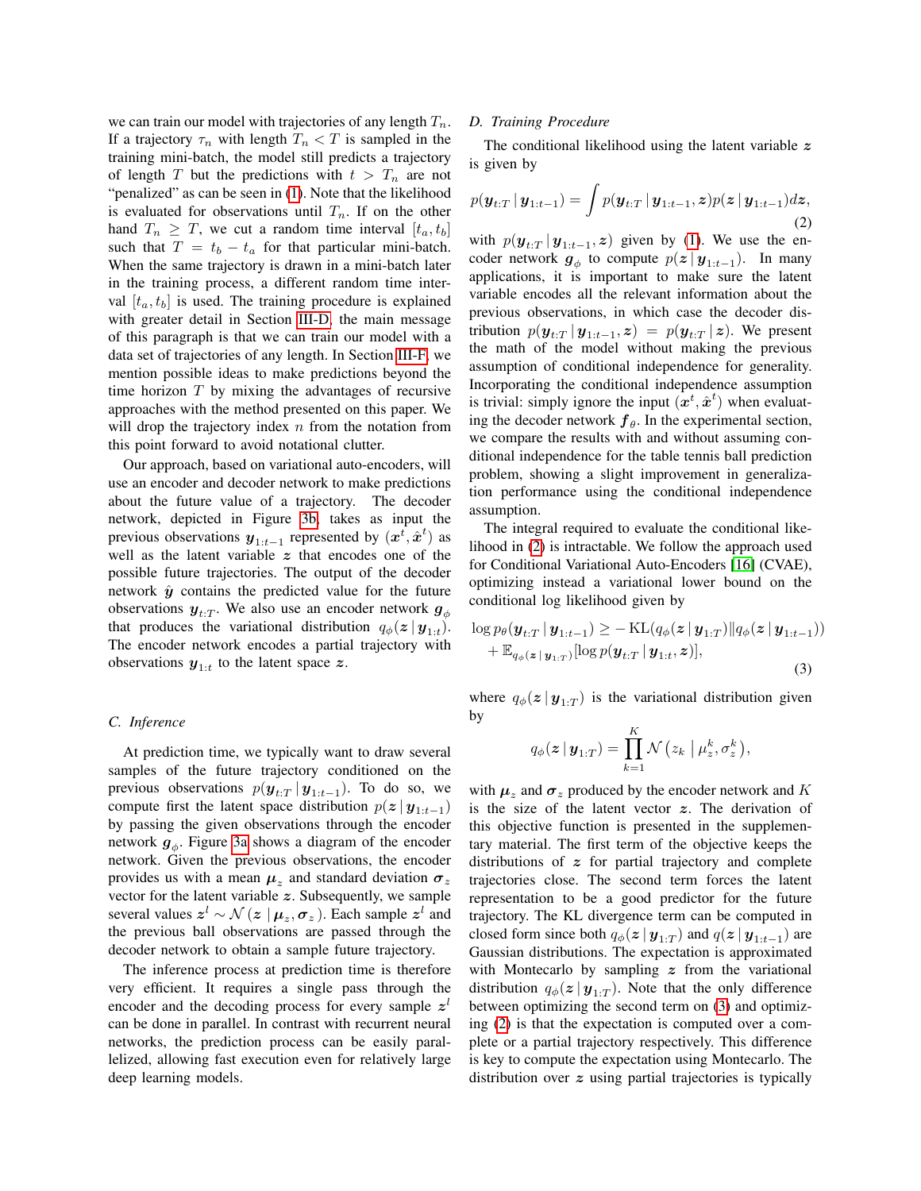we can train our model with trajectories of any length $T_n$. If a trajectory $\tau_n$ with length $T_n < T$ is sampled in the training mini-batch, the model still predicts a trajectory of length $T$ but the predictions with $t > T_n$ are not "penalized" as can be seen in (1). Note that the likelihood is evaluated for observations until $T_n$. If on the other hand $T_n \geq T$, we cut a random time interval $[t_a, t_b]$ such that $T = t_b - t_a$ for that particular mini-batch. When the same trajectory is drawn in a mini-batch later in the training process, a different random time interval $[t_a, t_b]$ is used. The training procedure is explained with greater detail in Section III-D, the main message of this paragraph is that we can train our model with a data set of trajectories of any length. In Section III-F, we mention possible ideas to make predictions beyond the time horizon $T$ by mixing the advantages of recursive approaches with the method presented on this paper. We will drop the trajectory index $n$ from the notation from this point forward to avoid notational clutter.

Our approach, based on variational auto-encoders, will use an encoder and decoder network to make predictions about the future value of a trajectory. The decoder network, depicted in Figure 3b, takes as input the previous observations $\boldsymbol{y}_{1:t-1}$ represented by $(\boldsymbol{x}^t, \hat{\boldsymbol{x}}^t)$ as well as the latent variable $\boldsymbol{z}$ that encodes one of the possible future trajectories. The output of the decoder network $\hat{\boldsymbol{y}}$ contains the predicted value for the future observations $\boldsymbol{y}_{t:T}$. We also use an encoder network $\boldsymbol{g}_\phi$ that produces the variational distribution $q_\phi(\boldsymbol{z} \mid \boldsymbol{y}_{1:t})$. The encoder network encodes a partial trajectory with observations $\boldsymbol{y}_{1:t}$ to the latent space $\boldsymbol{z}$.

### C. Inference

At prediction time, we typically want to draw several samples of the future trajectory conditioned on the previous observations $p(\boldsymbol{y}_{t:T} \mid \boldsymbol{y}_{1:t-1})$. To do so, we compute first the latent space distribution $p(\boldsymbol{z} \mid \boldsymbol{y}_{1:t-1})$ by passing the given observations through the encoder network $\boldsymbol{g}_\phi$. Figure 3a shows a diagram of the encoder network. Given the previous observations, the encoder provides us with a mean $\boldsymbol{\mu}_z$ and standard deviation $\boldsymbol{\sigma}_z$ vector for the latent variable $\boldsymbol{z}$. Subsequently, we sample several values $\boldsymbol{z}^l \sim \mathcal{N}(\boldsymbol{z} \mid \boldsymbol{\mu}_z, \boldsymbol{\sigma}_z)$. Each sample $\boldsymbol{z}^l$ and the previous ball observations are passed through the decoder network to obtain a sample future trajectory.

The inference process at prediction time is therefore very efficient. It requires a single pass through the encoder and the decoding process for every sample $\boldsymbol{z}^l$ can be done in parallel. In contrast with recurrent neural networks, the prediction process can be easily parallelized, allowing fast execution even for relatively large deep learning models.

### D. Training Procedure

The conditional likelihood using the latent variable $\boldsymbol{z}$ is given by

$$p(\boldsymbol{y}_{t:T} \mid \boldsymbol{y}_{1:t-1}) = \int p(\boldsymbol{y}_{t:T} \mid \boldsymbol{y}_{1:t-1}, \boldsymbol{z}) p(\boldsymbol{z} \mid \boldsymbol{y}_{1:t-1}) d\boldsymbol{z}, \tag{2}$$

with $p(\boldsymbol{y}_{t:T} \mid \boldsymbol{y}_{1:t-1}, \boldsymbol{z})$ given by (1). We use the encoder network $\boldsymbol{g}_\phi$ to compute $p(\boldsymbol{z} \mid \boldsymbol{y}_{1:t-1})$. In many applications, it is important to make sure the latent variable encodes all the relevant information about the previous observations, in which case the decoder distribution $p(\boldsymbol{y}_{t:T} \mid \boldsymbol{y}_{1:t-1}, \boldsymbol{z}) = p(\boldsymbol{y}_{t:T} \mid \boldsymbol{z})$. We present the math of the model without making the previous assumption of conditional independence for generality. Incorporating the conditional independence assumption is trivial: simply ignore the input $(\boldsymbol{x}^t, \hat{\boldsymbol{x}}^t)$ when evaluating the decoder network $\boldsymbol{f}_\theta$. In the experimental section, we compare the results with and without assuming conditional independence for the table tennis ball prediction problem, showing a slight improvement in generalization performance using the conditional independence assumption.

The integral required to evaluate the conditional likelihood in (2) is intractable. We follow the approach used for Conditional Variational Auto-Encoders [16] (CVAE), optimizing instead a variational lower bound on the conditional log likelihood given by

$$\begin{aligned} \log p_\theta(\boldsymbol{y}_{t:T} \mid \boldsymbol{y}_{1:t-1}) \geq & -\mathrm{KL}(q_\phi(\boldsymbol{z} \mid \boldsymbol{y}_{1:T}) \| q_\phi(\boldsymbol{z} \mid \boldsymbol{y}_{1:t-1})) \\ & + \mathbb{E}_{q_\phi(\boldsymbol{z} \mid \boldsymbol{y}_{1:T})}[\log p(\boldsymbol{y}_{t:T} \mid \boldsymbol{y}_{1:t}, \boldsymbol{z})], \end{aligned} \tag{3}$$

where $q_\phi(\boldsymbol{z} \mid \boldsymbol{y}_{1:T})$ is the variational distribution given by

$$q_\phi(\boldsymbol{z} \mid \boldsymbol{y}_{1:T}) = \prod_{k=1}^{K} \mathcal{N}\left(z_k \mid \mu_z^k, \sigma_z^k\right),$$

with $\boldsymbol{\mu}_z$ and $\boldsymbol{\sigma}_z$ produced by the encoder network and $K$ is the size of the latent vector $\boldsymbol{z}$. The derivation of this objective function is presented in the supplementary material. The first term of the objective keeps the distributions of $\boldsymbol{z}$ for partial trajectory and complete trajectories close. The second term forces the latent representation to be a good predictor for the future trajectory. The KL divergence term can be computed in closed form since both $q_\phi(\boldsymbol{z} \mid \boldsymbol{y}_{1:T})$ and $q(\boldsymbol{z} \mid \boldsymbol{y}_{1:t-1})$ are Gaussian distributions. The expectation is approximated with Montecarlo by sampling $\boldsymbol{z}$ from the variational distribution $q_\phi(\boldsymbol{z} \mid \boldsymbol{y}_{1:T})$. Note that the only difference between optimizing the second term on (3) and optimizing (2) is that the expectation is computed over a complete or a partial trajectory respectively. This difference is key to compute the expectation using Montecarlo. The distribution over $\boldsymbol{z}$ using partial trajectories is typically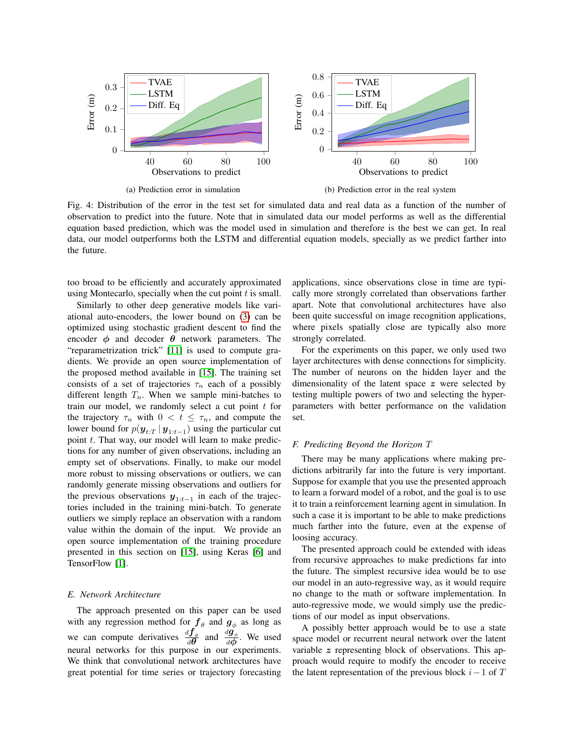(a) Prediction error in simulation

(b) Prediction error in the real system

Fig. 4: Distribution of the error in the test set for simulated data and real data as a function of the number of observation to predict into the future. Note that in simulated data our model performs as well as the differential equation based prediction, which was the model used in simulation and therefore is the best we can get. In real data, our model outperforms both the LSTM and differential equation models, specially as we predict farther into the future.

too broad to be efficiently and accurately approximated using Montecarlo, specially when the cut point $t$ is small.

Similarly to other deep generative models like variational auto-encoders, the lower bound on (3) can be optimized using stochastic gradient descent to find the encoder $\boldsymbol{\phi}$ and decoder $\boldsymbol{\theta}$ network parameters. The "reparametrization trick" [11] is used to compute gradients. We provide an open source implementation of the proposed method available in [15]. The training set consists of a set of trajectories $\tau_n$ each of a possibly different length $T_n$. When we sample mini-batches to train our model, we randomly select a cut point $t$ for the trajectory $\tau_n$ with $0 < t \leq \tau_n$, and compute the lower bound for $p(\boldsymbol{y}_{t:T} \mid \boldsymbol{y}_{1:t-1})$ using the particular cut point $t$. That way, our model will learn to make predictions for any number of given observations, including an empty set of observations. Finally, to make our model more robust to missing observations or outliers, we can randomly generate missing observations and outliers for the previous observations $\boldsymbol{y}_{1:t-1}$ in each of the trajectories included in the training mini-batch. To generate outliers we simply replace an observation with a random value within the domain of the input. We provide an open source implementation of the training procedure presented in this section on [15], using Keras [6] and TensorFlow [1].

### E. Network Architecture

The approach presented on this paper can be used with any regression method for $\boldsymbol{f}_\theta$ and $\boldsymbol{g}_\phi$ as long as we can compute derivatives $\frac{d\boldsymbol{f}_\theta}{d\boldsymbol{\theta}}$ and $\frac{d\boldsymbol{g}_\phi}{d\boldsymbol{\phi}}$. We used neural networks for this purpose in our experiments. We think that convolutional network architectures have great potential for time series or trajectory forecasting applications, since observations close in time are typically more strongly correlated than observations farther apart. Note that convolutional architectures have also been quite successful on image recognition applications, where pixels spatially close are typically also more strongly correlated.

For the experiments on this paper, we only used two layer architectures with dense connections for simplicity. The number of neurons on the hidden layer and the dimensionality of the latent space $\boldsymbol{z}$ were selected by testing multiple powers of two and selecting the hyper-parameters with better performance on the validation set.

### F. Predicting Beyond the Horizon $T$

There may be many applications where making predictions arbitrarily far into the future is very important. Suppose for example that you use the presented approach to learn a forward model of a robot, and the goal is to use it to train a reinforcement learning agent in simulation. In such a case it is important to be able to make predictions much farther into the future, even at the expense of loosing accuracy.

The presented approach could be extended with ideas from recursive approaches to make predictions far into the future. The simplest recursive idea would be to use our model in an auto-regressive way, as it would require no change to the math or software implementation. In auto-regressive mode, we would simply use the predictions of our model as input observations.

A possibly better approach would be to use a state space model or recurrent neural network over the latent variable $\boldsymbol{z}$ representing block of observations. This approach would require to modify the encoder to receive the latent representation of the previous block $i-1$ of $T$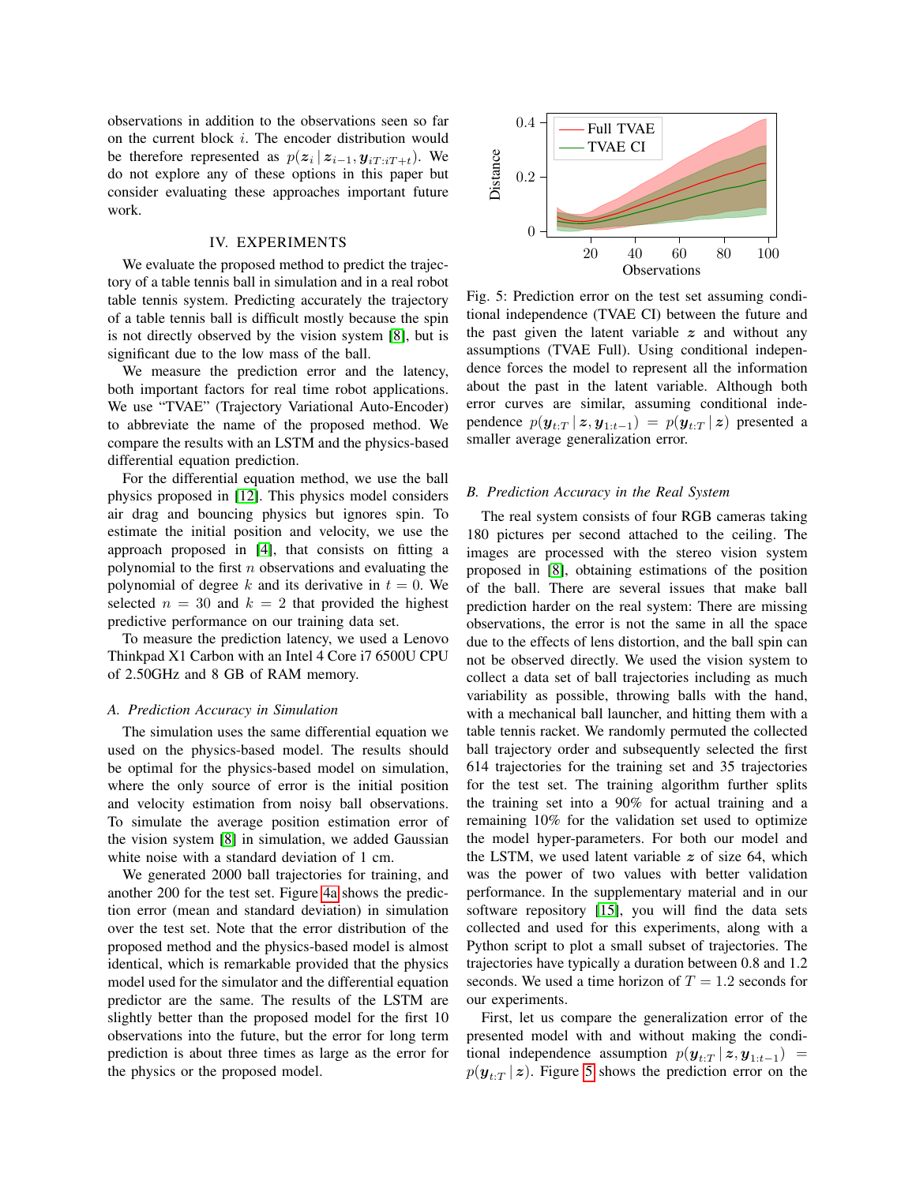observations in addition to the observations seen so far on the current block $i$. The encoder distribution would be therefore represented as $p(\boldsymbol{z}_i \mid \boldsymbol{z}_{i-1}, \boldsymbol{y}_{iT:iT+t})$. We do not explore any of these options in this paper but consider evaluating these approaches important future work.

## IV. EXPERIMENTS

We evaluate the proposed method to predict the trajectory of a table tennis ball in simulation and in a real robot table tennis system. Predicting accurately the trajectory of a table tennis ball is difficult mostly because the spin is not directly observed by the vision system [8], but is significant due to the low mass of the ball.

We measure the prediction error and the latency, both important factors for real time robot applications. We use "TVAE" (Trajectory Variational Auto-Encoder) to abbreviate the name of the proposed method. We compare the results with an LSTM and the physics-based differential equation prediction.

For the differential equation method, we use the ball physics proposed in [12]. This physics model considers air drag and bouncing physics but ignores spin. To estimate the initial position and velocity, we use the approach proposed in [4], that consists on fitting a polynomial to the first $n$ observations and evaluating the polynomial of degree $k$ and its derivative in $t = 0$. We selected $n = 30$ and $k = 2$ that provided the highest predictive performance on our training data set.

To measure the prediction latency, we used a Lenovo Thinkpad X1 Carbon with an Intel 4 Core i7 6500U CPU of 2.50GHz and 8 GB of RAM memory.

### A. Prediction Accuracy in Simulation

The simulation uses the same differential equation we used on the physics-based model. The results should be optimal for the physics-based model on simulation, where the only source of error is the initial position and velocity estimation from noisy ball observations. To simulate the average position estimation error of the vision system [8] in simulation, we added Gaussian white noise with a standard deviation of 1 cm.

We generated 2000 ball trajectories for training, and another 200 for the test set. Figure 4a shows the prediction error (mean and standard deviation) in simulation over the test set. Note that the error distribution of the proposed method and the physics-based model is almost identical, which is remarkable provided that the physics model used for the simulator and the differential equation predictor are the same. The results of the LSTM are slightly better than the proposed model for the first 10 observations into the future, but the error for long term prediction is about three times as large as the error for the physics or the proposed model.

Fig. 5: Prediction error on the test set assuming conditional independence (TVAE CI) between the future and the past given the latent variable $\boldsymbol{z}$ and without any assumptions (TVAE Full). Using conditional independence forces the model to represent all the information about the past in the latent variable. Although both error curves are similar, assuming conditional independence $p(\boldsymbol{y}_{t:T} \mid \boldsymbol{z}, \boldsymbol{y}_{1:t-1}) = p(\boldsymbol{y}_{t:T} \mid \boldsymbol{z})$ presented a smaller average generalization error.

### B. Prediction Accuracy in the Real System

The real system consists of four RGB cameras taking 180 pictures per second attached to the ceiling. The images are processed with the stereo vision system proposed in [8], obtaining estimations of the position of the ball. There are several issues that make ball prediction harder on the real system: There are missing observations, the error is not the same in all the space due to the effects of lens distortion, and the ball spin can not be observed directly. We used the vision system to collect a data set of ball trajectories including as much variability as possible, throwing balls with the hand, with a mechanical ball launcher, and hitting them with a table tennis racket. We randomly permuted the collected ball trajectory order and subsequently selected the first 614 trajectories for the training set and 35 trajectories for the test set. The training algorithm further splits the training set into a 90% for actual training and a remaining 10% for the validation set used to optimize the model hyper-parameters. For both our model and the LSTM, we used latent variable $\boldsymbol{z}$ of size 64, which was the power of two values with better validation performance. In the supplementary material and in our software repository [15], you will find the data sets collected and used for this experiments, along with a Python script to plot a small subset of trajectories. The trajectories have typically a duration between 0.8 and 1.2 seconds. We used a time horizon of $T = 1.2$ seconds for our experiments.

First, let us compare the generalization error of the presented model with and without making the conditional independence assumption $p(\boldsymbol{y}_{t:T} \mid \boldsymbol{z}, \boldsymbol{y}_{1:t-1}) = p(\boldsymbol{y}_{t:T} \mid \boldsymbol{z})$. Figure 5 shows the prediction error on the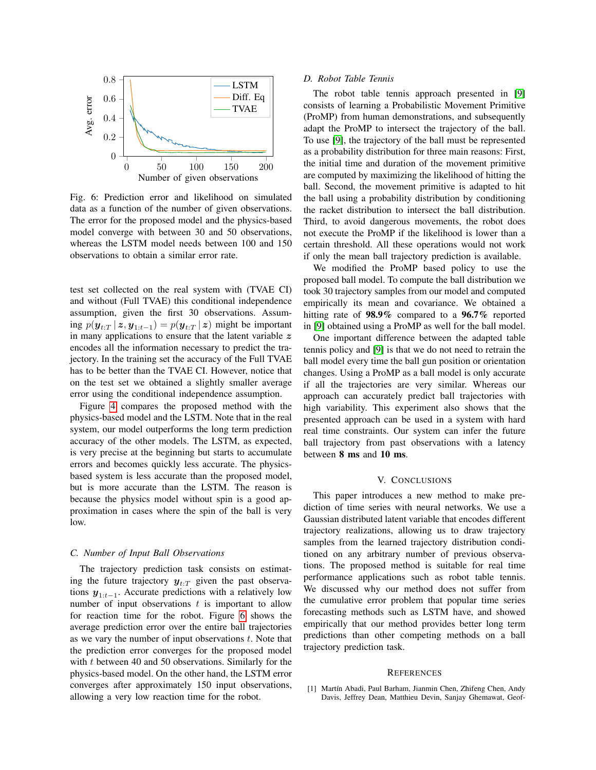Fig. 6: Prediction error and likelihood on simulated data as a function of the number of given observations. The error for the proposed model and the physics-based model converge with between 30 and 50 observations, whereas the LSTM model needs between 100 and 150 observations to obtain a similar error rate.

test set collected on the real system with (TVAE CI) and without (Full TVAE) this conditional independence assumption, given the first 30 observations. Assuming $p(\boldsymbol{y}_{t:T} \mid \boldsymbol{z}, \boldsymbol{y}_{1:t-1}) = p(\boldsymbol{y}_{t:T} \mid \boldsymbol{z})$ might be important in many applications to ensure that the latent variable $\boldsymbol{z}$ encodes all the information necessary to predict the trajectory. In the training set the accuracy of the Full TVAE has to be better than the TVAE CI. However, notice that on the test set we obtained a slightly smaller average error using the conditional independence assumption.

Figure 4 compares the proposed method with the physics-based model and the LSTM. Note that in the real system, our model outperforms the long term prediction accuracy of the other models. The LSTM, as expected, is very precise at the beginning but starts to accumulate errors and becomes quickly less accurate. The physics-based system is less accurate than the proposed model, but is more accurate than the LSTM. The reason is because the physics model without spin is a good approximation in cases where the spin of the ball is very low.

### C. Number of Input Ball Observations

The trajectory prediction task consists on estimating the future trajectory $\boldsymbol{y}_{t:T}$ given the past observations $\boldsymbol{y}_{1:t-1}$. Accurate predictions with a relatively low number of input observations $t$ is important to allow for reaction time for the robot. Figure 6 shows the average prediction error over the entire ball trajectories as we vary the number of input observations $t$. Note that the prediction error converges for the proposed model with $t$ between 40 and 50 observations. Similarly for the physics-based model. On the other hand, the LSTM error converges after approximately 150 input observations, allowing a very low reaction time for the robot.

### D. Robot Table Tennis

The robot table tennis approach presented in [9] consists of learning a Probabilistic Movement Primitive (ProMP) from human demonstrations, and subsequently adapt the ProMP to intersect the trajectory of the ball. To use [9], the trajectory of the ball must be represented as a probability distribution for three main reasons: First, the initial time and duration of the movement primitive are computed by maximizing the likelihood of hitting the ball. Second, the movement primitive is adapted to hit the ball using a probability distribution by conditioning the racket distribution to intersect the ball distribution. Third, to avoid dangerous movements, the robot does not execute the ProMP if the likelihood is lower than a certain threshold. All these operations would not work if only the mean ball trajectory prediction is available.

We modified the ProMP based policy to use the proposed ball model. To compute the ball distribution we took 30 trajectory samples from our model and computed empirically its mean and covariance. We obtained a hitting rate of **98.9%** compared to a **96.7%** reported in [9] obtained using a ProMP as well for the ball model.

One important difference between the adapted table tennis policy and [9] is that we do not need to retrain the ball model every time the ball gun position or orientation changes. Using a ProMP as a ball model is only accurate if all the trajectories are very similar. Whereas our approach can accurately predict ball trajectories with high variability. This experiment also shows that the presented approach can be used in a system with hard real time constraints. Our system can infer the future ball trajectory from past observations with a latency between **8 ms** and **10 ms**.

## V. Conclusions

This paper introduces a new method to make prediction of time series with neural networks. We use a Gaussian distributed latent variable that encodes different trajectory realizations, allowing us to draw trajectory samples from the learned trajectory distribution conditioned on any arbitrary number of previous observations. The proposed method is suitable for real time performance applications such as robot table tennis. We discussed why our method does not suffer from the cumulative error problem that popular time series forecasting methods such as LSTM have, and showed empirically that our method provides better long term predictions than other competing methods on a ball trajectory prediction task.

## References

[1] Martín Abadi, Paul Barham, Jianmin Chen, Zhifeng Chen, Andy Davis, Jeffrey Dean, Matthieu Devin, Sanjay Ghemawat, Geof-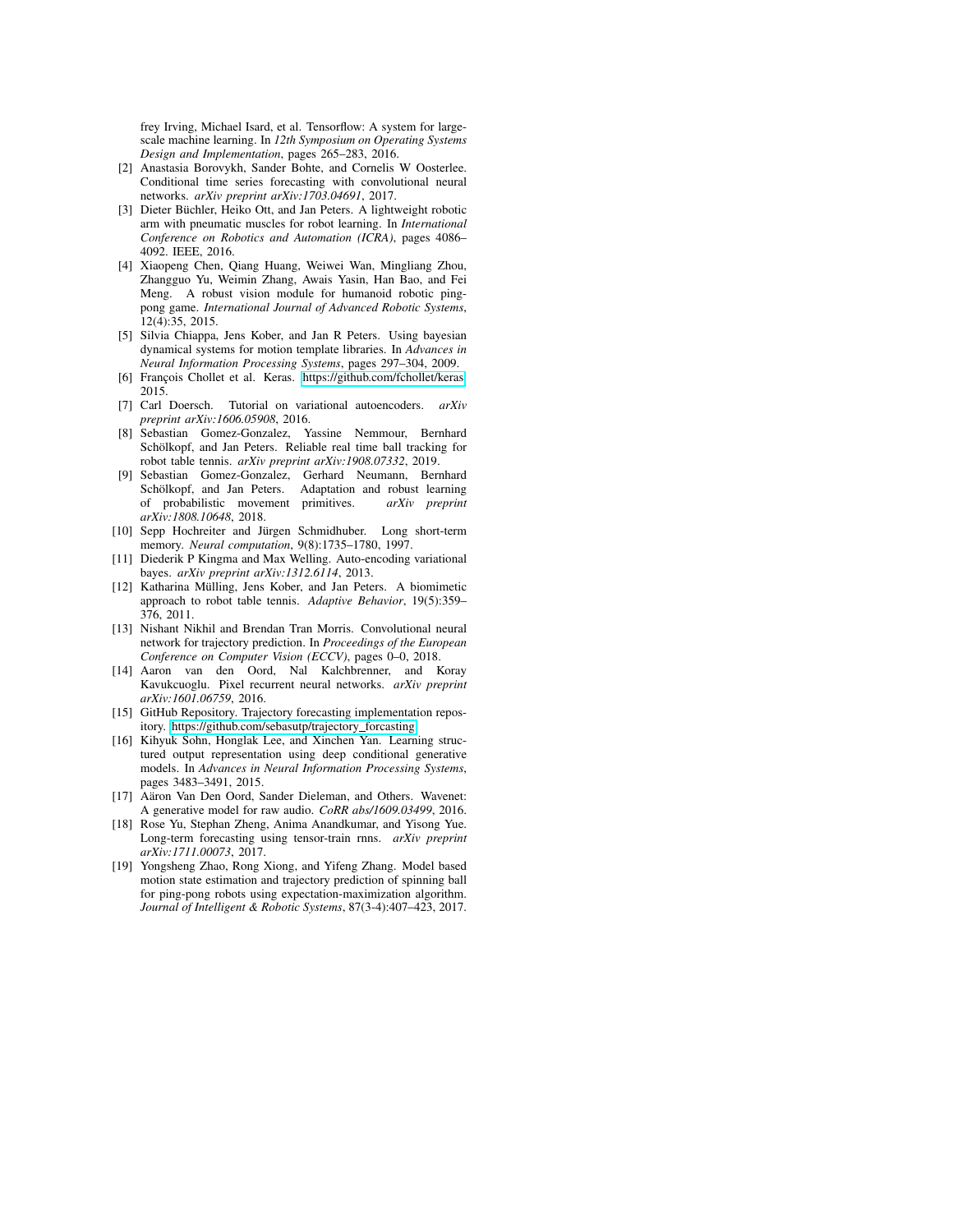frey Irving, Michael Isard, et al. Tensorflow: A system for large-scale machine learning. In *12th Symposium on Operating Systems Design and Implementation*, pages 265–283, 2016.

[2] Anastasia Borovykh, Sander Bohte, and Cornelis W Oosterlee. Conditional time series forecasting with convolutional neural networks. *arXiv preprint arXiv:1703.04691*, 2017.

[3] Dieter Büchler, Heiko Ott, and Jan Peters. A lightweight robotic arm with pneumatic muscles for robot learning. In *International Conference on Robotics and Automation (ICRA)*, pages 4086–4092. IEEE, 2016.

[4] Xiaopeng Chen, Qiang Huang, Weiwei Wan, Mingliang Zhou, Zhangguo Yu, Weimin Zhang, Awais Yasin, Han Bao, and Fei Meng. A robust vision module for humanoid robotic ping-pong game. *International Journal of Advanced Robotic Systems*, 12(4):35, 2015.

[5] Silvia Chiappa, Jens Kober, and Jan R Peters. Using bayesian dynamical systems for motion template libraries. In *Advances in Neural Information Processing Systems*, pages 297–304, 2009.

[6] François Chollet et al. Keras. https://github.com/fchollet/keras, 2015.

[7] Carl Doersch. Tutorial on variational autoencoders. *arXiv preprint arXiv:1606.05908*, 2016.

[8] Sebastian Gomez-Gonzalez, Yassine Nemmour, Bernhard Schölkopf, and Jan Peters. Reliable real time ball tracking for robot table tennis. *arXiv preprint arXiv:1908.07332*, 2019.

[9] Sebastian Gomez-Gonzalez, Gerhard Neumann, Bernhard Schölkopf, and Jan Peters. Adaptation and robust learning of probabilistic movement primitives. *arXiv preprint arXiv:1808.10648*, 2018.

[10] Sepp Hochreiter and Jürgen Schmidhuber. Long short-term memory. *Neural computation*, 9(8):1735–1780, 1997.

[11] Diederik P Kingma and Max Welling. Auto-encoding variational bayes. *arXiv preprint arXiv:1312.6114*, 2013.

[12] Katharina Mülling, Jens Kober, and Jan Peters. A biomimetic approach to robot table tennis. *Adaptive Behavior*, 19(5):359–376, 2011.

[13] Nishant Nikhil and Brendan Tran Morris. Convolutional neural network for trajectory prediction. In *Proceedings of the European Conference on Computer Vision (ECCV)*, pages 0–0, 2018.

[14] Aaron van den Oord, Nal Kalchbrenner, and Koray Kavukcuoglu. Pixel recurrent neural networks. *arXiv preprint arXiv:1601.06759*, 2016.

[15] GitHub Repository. Trajectory forecasting implementation repository. https://github.com/sebasutp/trajectory_forcasting

[16] Kihyuk Sohn, Honglak Lee, and Xinchen Yan. Learning structured output representation using deep conditional generative models. In *Advances in Neural Information Processing Systems*, pages 3483–3491, 2015.

[17] Aäron Van Den Oord, Sander Dieleman, and Others. Wavenet: A generative model for raw audio. *CoRR abs/1609.03499*, 2016.

[18] Rose Yu, Stephan Zheng, Anima Anandkumar, and Yisong Yue. Long-term forecasting using tensor-train rnns. *arXiv preprint arXiv:1711.00073*, 2017.

[19] Yongsheng Zhao, Rong Xiong, and Yifeng Zhang. Model based motion state estimation and trajectory prediction of spinning ball for ping-pong robots using expectation-maximization algorithm. *Journal of Intelligent & Robotic Systems*, 87(3-4):407–423, 2017.